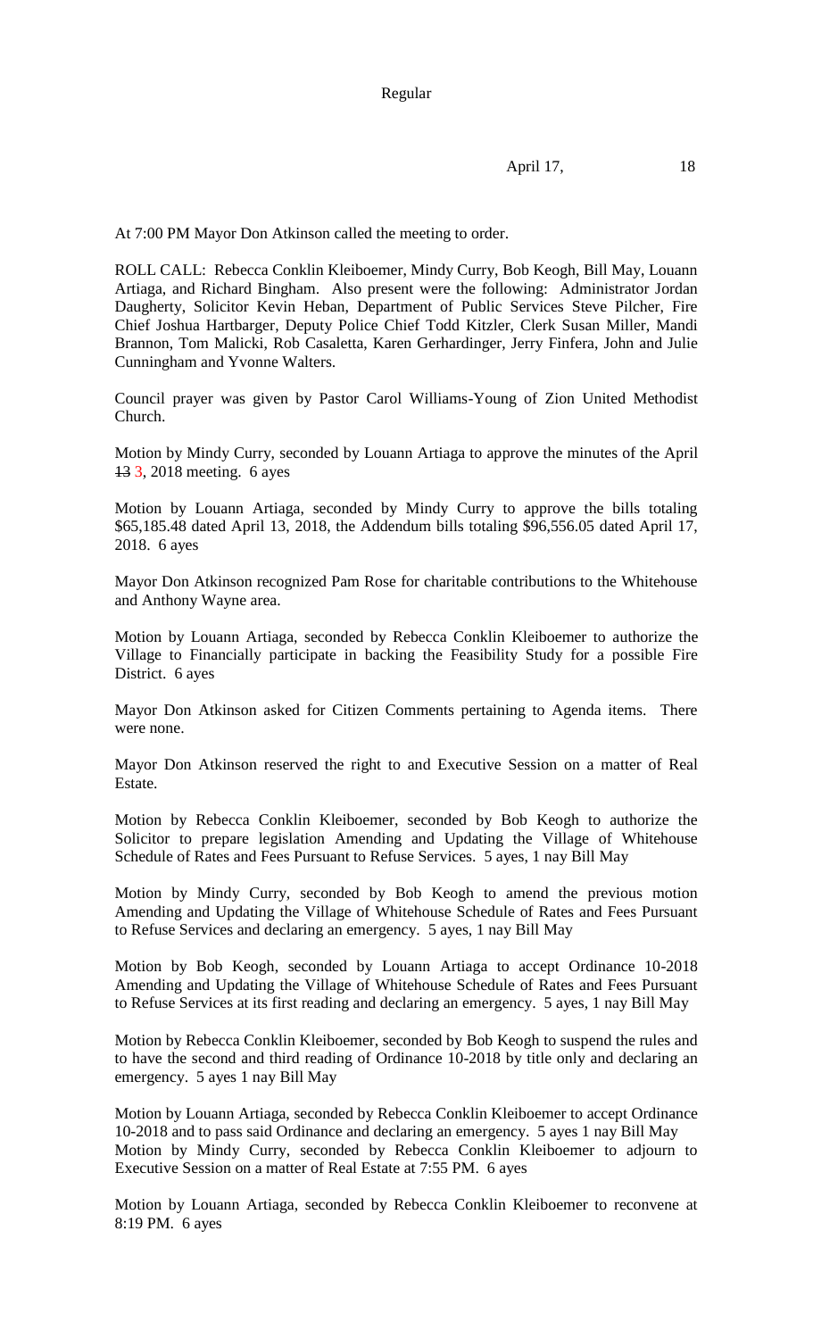Regular

April 17, 18

At 7:00 PM Mayor Don Atkinson called the meeting to order.

ROLL CALL: Rebecca Conklin Kleiboemer, Mindy Curry, Bob Keogh, Bill May, Louann Artiaga, and Richard Bingham. Also present were the following: Administrator Jordan Daugherty, Solicitor Kevin Heban, Department of Public Services Steve Pilcher, Fire Chief Joshua Hartbarger, Deputy Police Chief Todd Kitzler, Clerk Susan Miller, Mandi Brannon, Tom Malicki, Rob Casaletta, Karen Gerhardinger, Jerry Finfera, John and Julie Cunningham and Yvonne Walters.

Council prayer was given by Pastor Carol Williams-Young of Zion United Methodist Church.

Motion by Mindy Curry, seconded by Louann Artiaga to approve the minutes of the April ~~13~~ 3, 2018 meeting. 6 ayes

Motion by Louann Artiaga, seconded by Mindy Curry to approve the bills totaling $65,185.48 dated April 13, 2018, the Addendum bills totaling $96,556.05 dated April 17, 2018. 6 ayes

Mayor Don Atkinson recognized Pam Rose for charitable contributions to the Whitehouse and Anthony Wayne area.

Motion by Louann Artiaga, seconded by Rebecca Conklin Kleiboemer to authorize the Village to Financially participate in backing the Feasibility Study for a possible Fire District. 6 ayes

Mayor Don Atkinson asked for Citizen Comments pertaining to Agenda items. There were none.

Mayor Don Atkinson reserved the right to and Executive Session on a matter of Real Estate.

Motion by Rebecca Conklin Kleiboemer, seconded by Bob Keogh to authorize the Solicitor to prepare legislation Amending and Updating the Village of Whitehouse Schedule of Rates and Fees Pursuant to Refuse Services. 5 ayes, 1 nay Bill May

Motion by Mindy Curry, seconded by Bob Keogh to amend the previous motion Amending and Updating the Village of Whitehouse Schedule of Rates and Fees Pursuant to Refuse Services and declaring an emergency. 5 ayes, 1 nay Bill May

Motion by Bob Keogh, seconded by Louann Artiaga to accept Ordinance 10-2018 Amending and Updating the Village of Whitehouse Schedule of Rates and Fees Pursuant to Refuse Services at its first reading and declaring an emergency. 5 ayes, 1 nay Bill May

Motion by Rebecca Conklin Kleiboemer, seconded by Bob Keogh to suspend the rules and to have the second and third reading of Ordinance 10-2018 by title only and declaring an emergency. 5 ayes 1 nay Bill May

Motion by Louann Artiaga, seconded by Rebecca Conklin Kleiboemer to accept Ordinance 10-2018 and to pass said Ordinance and declaring an emergency. 5 ayes 1 nay Bill May

Motion by Mindy Curry, seconded by Rebecca Conklin Kleiboemer to adjourn to Executive Session on a matter of Real Estate at 7:55 PM. 6 ayes

Motion by Louann Artiaga, seconded by Rebecca Conklin Kleiboemer to reconvene at 8:19 PM. 6 ayes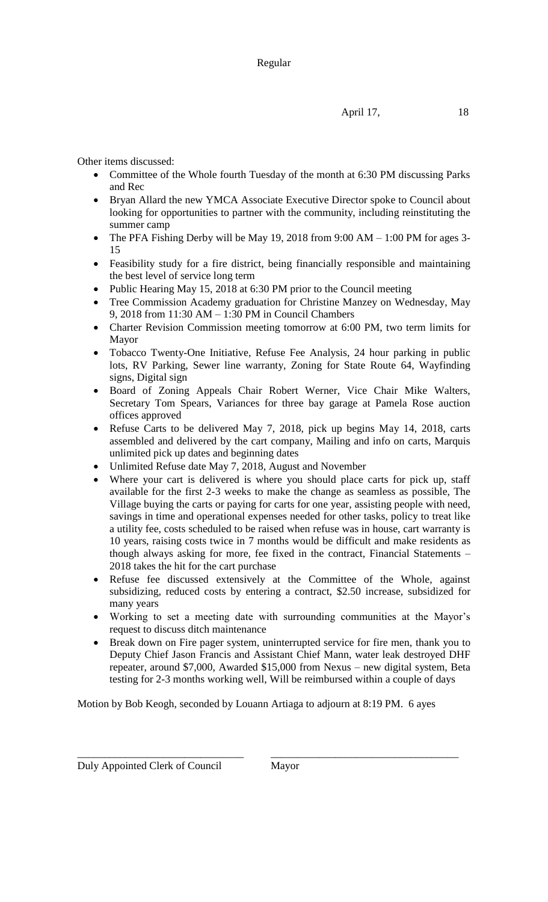Other items discussed:

- Committee of the Whole fourth Tuesday of the month at 6:30 PM discussing Parks and Rec
- Bryan Allard the new YMCA Associate Executive Director spoke to Council about looking for opportunities to partner with the community, including reinstituting the summer camp
- The PFA Fishing Derby will be May 19, 2018 from 9:00 AM – 1:00 PM for ages 3-15
- Feasibility study for a fire district, being financially responsible and maintaining the best level of service long term
- Public Hearing May 15, 2018 at 6:30 PM prior to the Council meeting
- Tree Commission Academy graduation for Christine Manzey on Wednesday, May 9, 2018 from 11:30 AM – 1:30 PM in Council Chambers
- Charter Revision Commission meeting tomorrow at 6:00 PM, two term limits for Mayor
- Tobacco Twenty-One Initiative, Refuse Fee Analysis, 24 hour parking in public lots, RV Parking, Sewer line warranty, Zoning for State Route 64, Wayfinding signs, Digital sign
- Board of Zoning Appeals Chair Robert Werner, Vice Chair Mike Walters, Secretary Tom Spears, Variances for three bay garage at Pamela Rose auction offices approved
- Refuse Carts to be delivered May 7, 2018, pick up begins May 14, 2018, carts assembled and delivered by the cart company, Mailing and info on carts, Marquis unlimited pick up dates and beginning dates
- Unlimited Refuse date May 7, 2018, August and November
- Where your cart is delivered is where you should place carts for pick up, staff available for the first 2-3 weeks to make the change as seamless as possible, The Village buying the carts or paying for carts for one year, assisting people with need, savings in time and operational expenses needed for other tasks, policy to treat like a utility fee, costs scheduled to be raised when refuse was in house, cart warranty is 10 years, raising costs twice in 7 months would be difficult and make residents as though always asking for more, fee fixed in the contract, Financial Statements – 2018 takes the hit for the cart purchase
- Refuse fee discussed extensively at the Committee of the Whole, against subsidizing, reduced costs by entering a contract, $2.50 increase, subsidized for many years
- Working to set a meeting date with surrounding communities at the Mayor's request to discuss ditch maintenance
- Break down on Fire pager system, uninterrupted service for fire men, thank you to Deputy Chief Jason Francis and Assistant Chief Mann, water leak destroyed DHF repeater, around $7,000, Awarded $15,000 from Nexus – new digital system, Beta testing for 2-3 months working well, Will be reimbursed within a couple of days

Motion by Bob Keogh, seconded by Louann Artiaga to adjourn at 8:19 PM. 6 ayes

\_\_\_\_\_\_\_\_\_\_\_\_\_\_\_\_\_\_\_\_\_\_\_\_\_\_\_\_\_\_ \_\_\_\_\_\_\_\_\_\_\_\_\_\_\_\_\_\_\_\_\_\_\_\_\_\_\_\_\_\_

Duly Appointed Clerk of Council Mayor